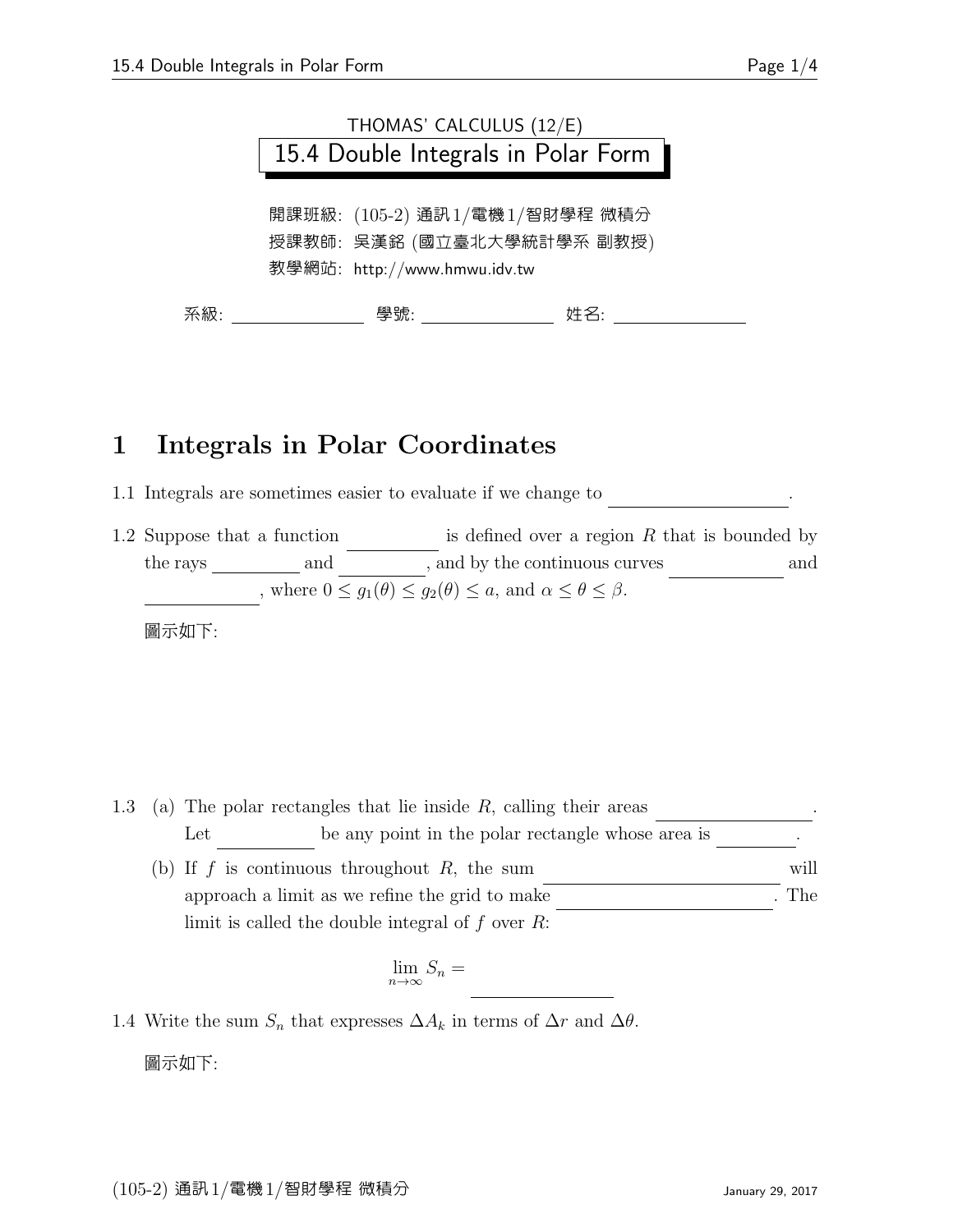THOMAS' CALCULUS (12/E)

# 15.4 Double Integrals in Polar Form

開課班級: (105-2) 通訊1/電機1/智財學程 微積分

授課教師: 吳漢銘 (國立臺北大學統計學系 副教授)

教學網站: http://www.hmwu.idv.tw

系級: ______________ 學號: ______________ 姓名: ______________

## 1 Integrals in Polar Coordinates

1.1 Integrals are sometimes easier to evaluate if we change to ______________.

1.2 Suppose that a function __________ is defined over a region $R$ that is bounded by the rays __________ and __________, and by the continuous curves ____________ and ____________, where $0 \leq g_1(\theta) \leq g_2(\theta) \leq a$, and $\alpha \leq \theta \leq \beta$.

圖示如下:

1.3 (a) The polar rectangles that lie inside $R$, calling their areas ______________. Let __________ be any point in the polar rectangle whose area is __________.

(b) If $f$ is continuous throughout $R$, the sum ______________________ will approach a limit as we refine the grid to make ______________________. The limit is called the double integral of $f$ over $R$:

$$\lim_{n\to\infty} S_n = \underline{\hspace{3cm}}$$

1.4 Write the sum $S_n$ that expresses $\Delta A_k$ in terms of $\Delta r$ and $\Delta\theta$.

圖示如下: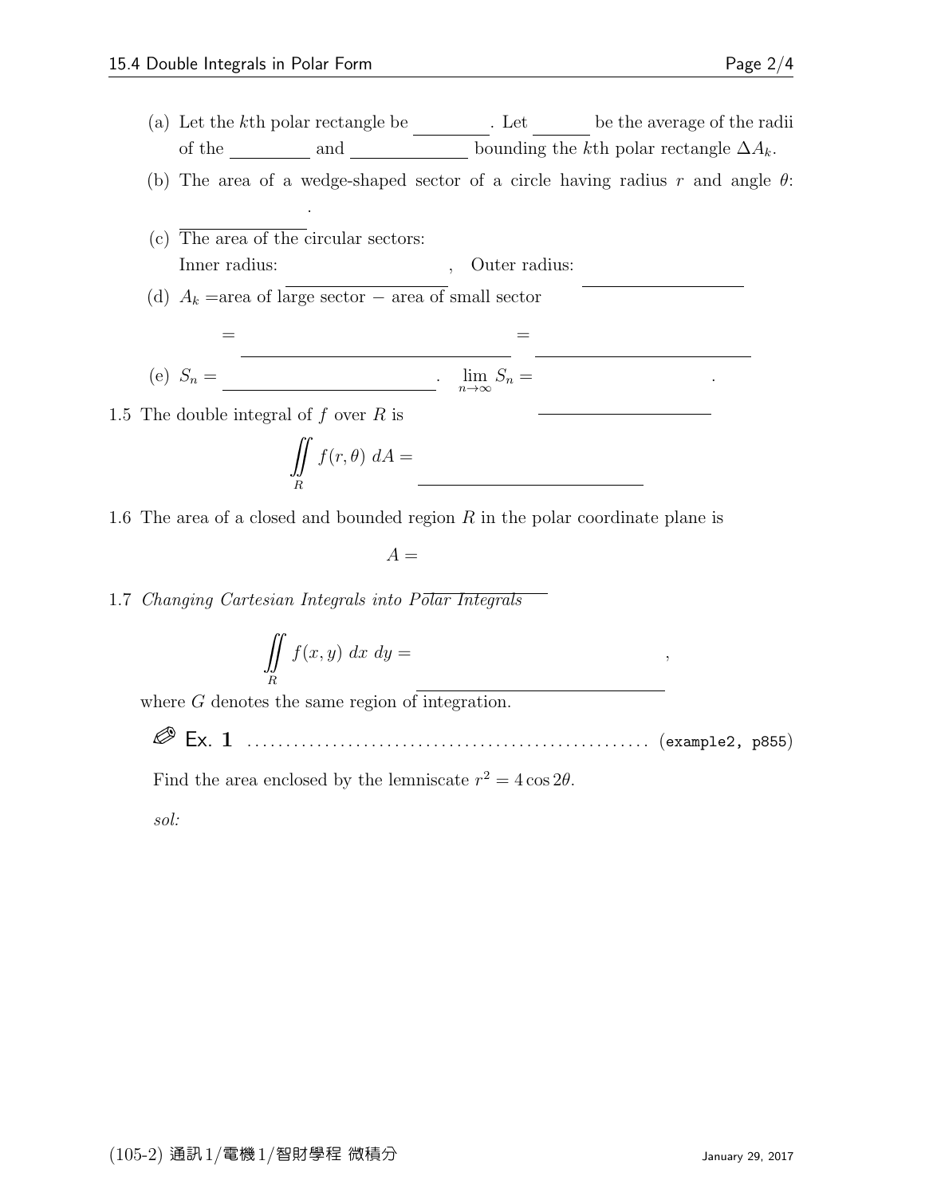(a) Let the $k$th polar rectangle be \_\_\_\_\_\_\_\_. Let \_\_\_\_\_\_ be the average of the radii of the \_\_\_\_\_\_\_\_ and \_\_\_\_\_\_\_\_\_\_\_\_ bounding the $k$th polar rectangle $\Delta A_k$.

(b) The area of a wedge-shaped sector of a circle having radius $r$ and angle $\theta$: \_\_\_\_\_\_\_\_\_\_\_\_\_\_.

(c) The area of the circular sectors:
Inner radius: \_\_\_\_\_\_\_\_\_\_\_\_\_\_\_\_\_\_, Outer radius: \_\_\_\_\_\_\_\_\_\_\_\_\_\_\_\_\_\_

(d) $A_k$ =area of large sector − area of small sector

= \_\_\_\_\_\_\_\_\_\_\_\_\_\_\_\_\_\_\_\_\_\_\_\_\_\_\_\_ = \_\_\_\_\_\_\_\_\_\_\_\_\_\_\_\_\_\_\_\_\_\_\_\_

(e) $S_n =$ \_\_\_\_\_\_\_\_\_\_\_\_\_\_\_\_\_\_\_\_\_\_\_\_. $\lim_{n\to\infty} S_n =$ \_\_\_\_\_\_\_\_\_\_\_\_\_\_\_\_\_\_\_\_\_\_\_\_.

1.5 The double integral of $f$ over $R$ is \_\_\_\_\_\_\_\_\_\_\_\_\_\_\_\_\_\_\_\_

$$\iint_R f(r,\theta)\ dA = \_\_\_\_\_\_\_\_\_\_\_\_\_\_\_\_\_\_\_\_\_\_\_\_$$

1.6 The area of a closed and bounded region $R$ in the polar coordinate plane is

$$A =$$

1.7 *Changing Cartesian Integrals into Polar Integrals*

$$\iint_R f(x,y)\ dx\ dy = \_\_\_\_\_\_\_\_\_\_\_\_\_\_\_\_\_\_\_\_\_\_\_\_\_\_\_\_,$$

where $G$ denotes the same region of integration.

**Ex. 1** ................................................ (example2, p855)

Find the area enclosed by the lemniscate $r^2 = 4\cos 2\theta$.

*sol:*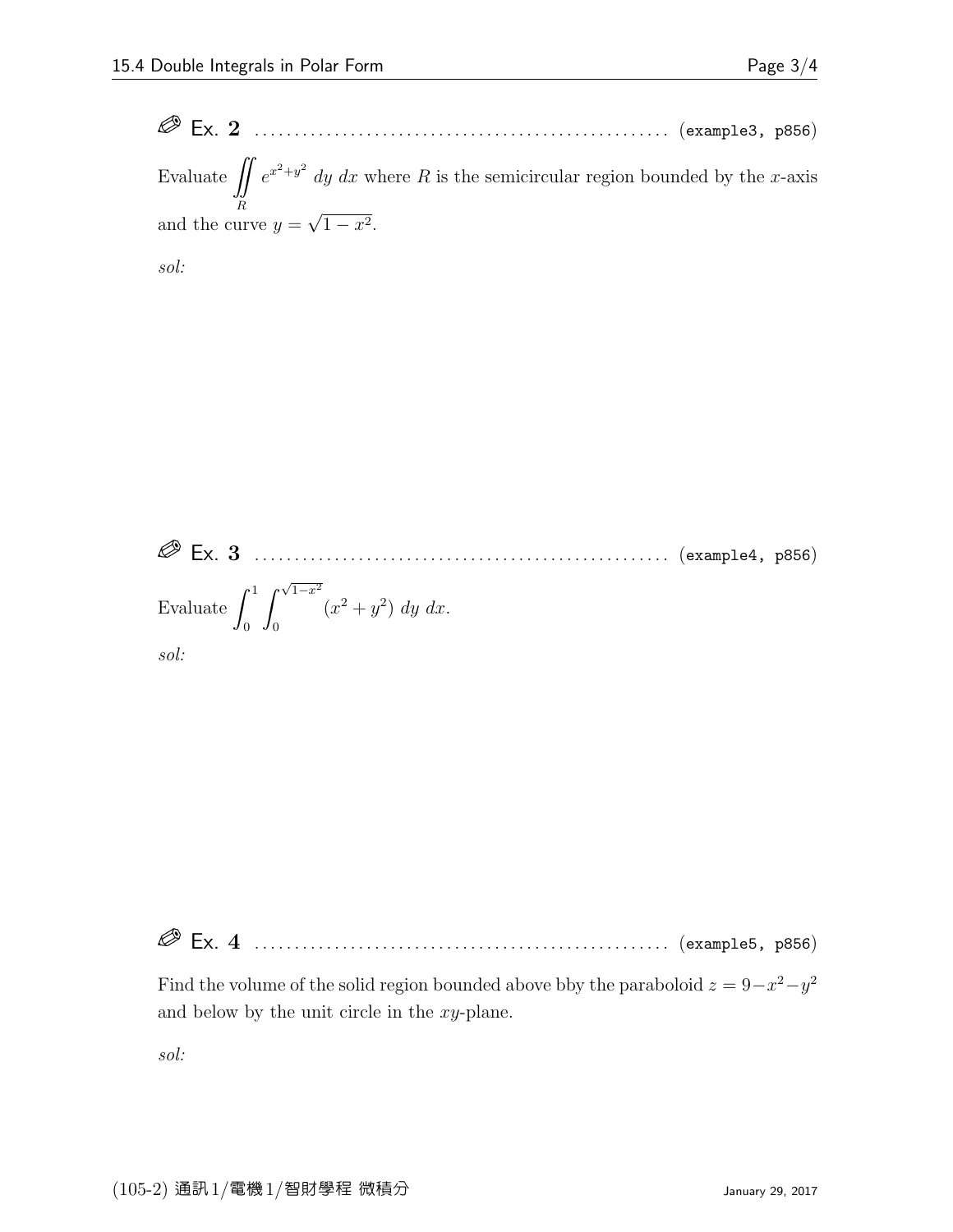✐ Ex. 2 .................................................. (example3, p856)

Evaluate $\displaystyle\iint\limits_R e^{x^2+y^2}\,dy\,dx$ where $R$ is the semicircular region bounded by the $x$-axis and the curve $y = \sqrt{1-x^2}$.

*sol:*

✐ Ex. 3 .................................................. (example4, p856)

Evaluate $\displaystyle\int_0^1 \int_0^{\sqrt{1-x^2}} (x^2+y^2)\,dy\,dx$.

*sol:*

✐ Ex. 4 .................................................. (example5, p856)

Find the volume of the solid region bounded above bby the paraboloid $z = 9-x^2-y^2$ and below by the unit circle in the $xy$-plane.

*sol:*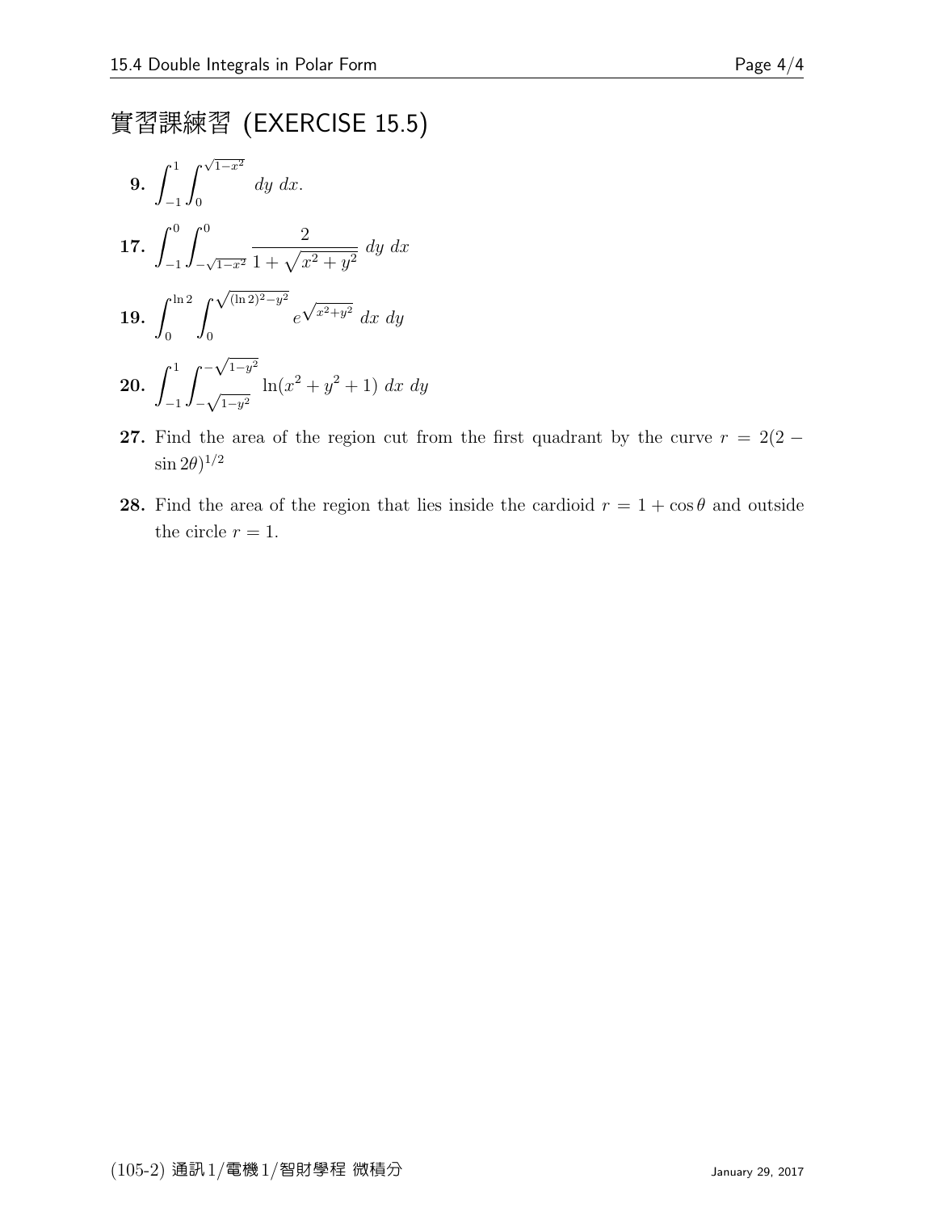## 實習課練習 (EXERCISE 15.5)

**9.** $\displaystyle\int_{-1}^{1}\int_{0}^{\sqrt{1-x^2}} dy\ dx.$

**17.** $\displaystyle\int_{-1}^{0}\int_{-\sqrt{1-x^2}}^{0} \frac{2}{1+\sqrt{x^2+y^2}}\ dy\ dx$

**19.** $\displaystyle\int_{0}^{\ln 2}\int_{0}^{\sqrt{(\ln 2)^2-y^2}} e^{\sqrt{x^2+y^2}}\ dx\ dy$

**20.** $\displaystyle\int_{-1}^{1}\int_{-\sqrt{1-y^2}}^{-\sqrt{1-y^2}} \ln(x^2+y^2+1)\ dx\ dy$

**27.** Find the area of the region cut from the first quadrant by the curve $r = 2(2 - \sin 2\theta)^{1/2}$

**28.** Find the area of the region that lies inside the cardioid $r = 1 + \cos\theta$ and outside the circle $r = 1$.